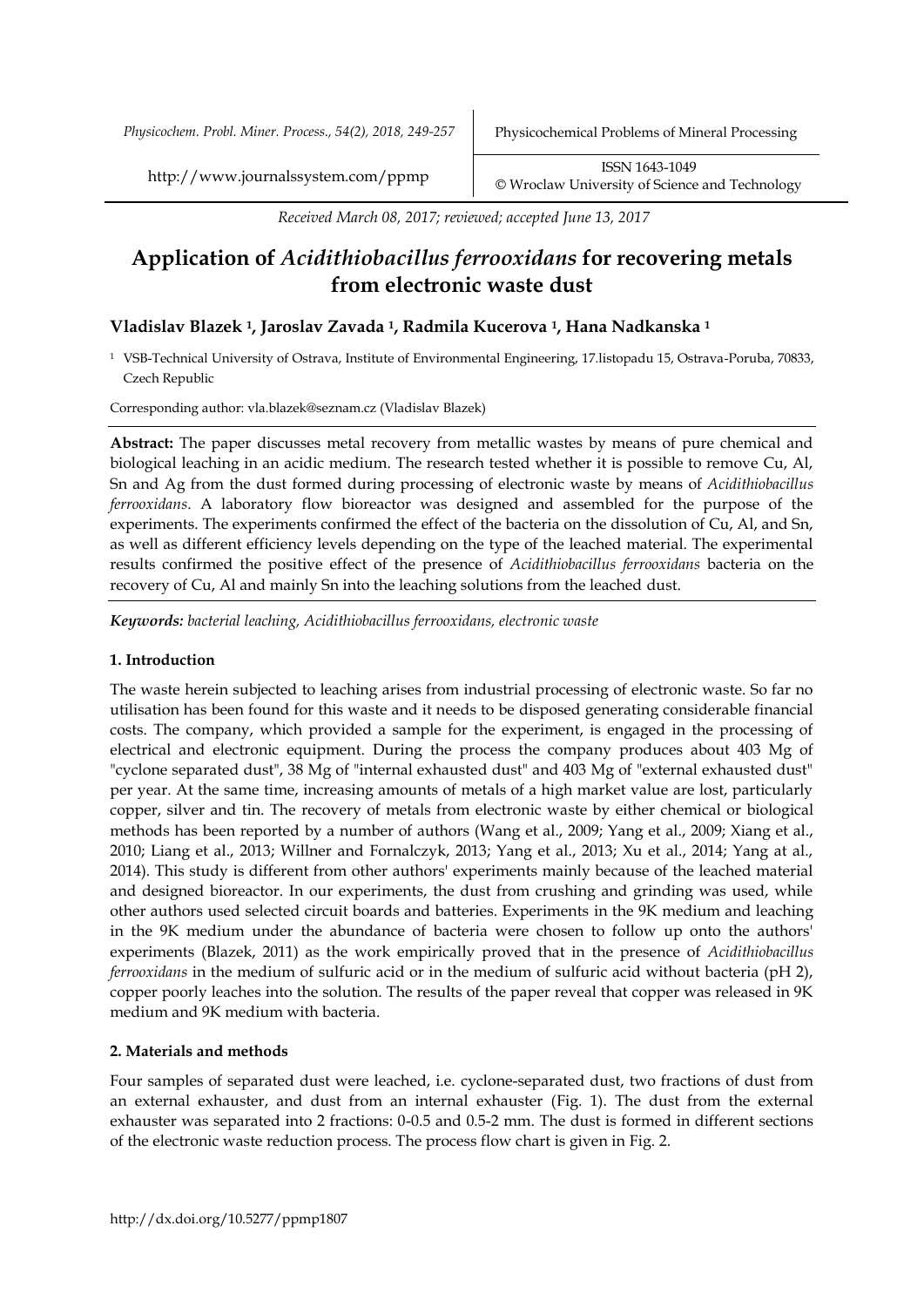*Received March 08, 2017; reviewed; accepted June 13, 2017*

# Application of *Acidithiobacillus ferrooxidans* for recovering metals from electronic waste dust

**Vladislav Blazek [1], Jaroslav Zavada [1], Radmila Kucerova [1], Hana Nadkanska [1]**

[1] VSB-Technical University of Ostrava, Institute of Environmental Engineering, 17.listopadu 15, Ostrava-Poruba, 70833, Czech Republic

Corresponding author: vla.blazek@seznam.cz (Vladislav Blazek)

**Abstract:** The paper discusses metal recovery from metallic wastes by means of pure chemical and biological leaching in an acidic medium. The research tested whether it is possible to remove Cu, Al, Sn and Ag from the dust formed during processing of electronic waste by means of *Acidithiobacillus ferrooxidans*. A laboratory flow bioreactor was designed and assembled for the purpose of the experiments. The experiments confirmed the effect of the bacteria on the dissolution of Cu, Al, and Sn, as well as different efficiency levels depending on the type of the leached material. The experimental results confirmed the positive effect of the presence of *Acidithiobacillus ferrooxidans* bacteria on the recovery of Cu, Al and mainly Sn into the leaching solutions from the leached dust.

***Keywords:*** *bacterial leaching, Acidithiobacillus ferrooxidans, electronic waste*

## 1. Introduction

The waste herein subjected to leaching arises from industrial processing of electronic waste. So far no utilisation has been found for this waste and it needs to be disposed generating considerable financial costs. The company, which provided a sample for the experiment, is engaged in the processing of electrical and electronic equipment. During the process the company produces about 403 Mg of "cyclone separated dust", 38 Mg of "internal exhausted dust" and 403 Mg of "external exhausted dust" per year. At the same time, increasing amounts of metals of a high market value are lost, particularly copper, silver and tin. The recovery of metals from electronic waste by either chemical or biological methods has been reported by a number of authors (Wang et al., 2009; Yang et al., 2009; Xiang et al., 2010; Liang et al., 2013; Willner and Fornalczyk, 2013; Yang et al., 2013; Xu et al., 2014; Yang at al., 2014). This study is different from other authors' experiments mainly because of the leached material and designed bioreactor. In our experiments, the dust from crushing and grinding was used, while other authors used selected circuit boards and batteries. Experiments in the 9K medium and leaching in the 9K medium under the abundance of bacteria were chosen to follow up onto the authors' experiments (Blazek, 2011) as the work empirically proved that in the presence of *Acidithiobacillus ferrooxidans* in the medium of sulfuric acid or in the medium of sulfuric acid without bacteria (pH 2), copper poorly leaches into the solution. The results of the paper reveal that copper was released in 9K medium and 9K medium with bacteria.

## 2. Materials and methods

Four samples of separated dust were leached, i.e. cyclone-separated dust, two fractions of dust from an external exhauster, and dust from an internal exhauster (Fig. 1). The dust from the external exhauster was separated into 2 fractions: 0-0.5 and 0.5-2 mm. The dust is formed in different sections of the electronic waste reduction process. The process flow chart is given in Fig. 2.

http://dx.doi.org/10.5277/ppmp1807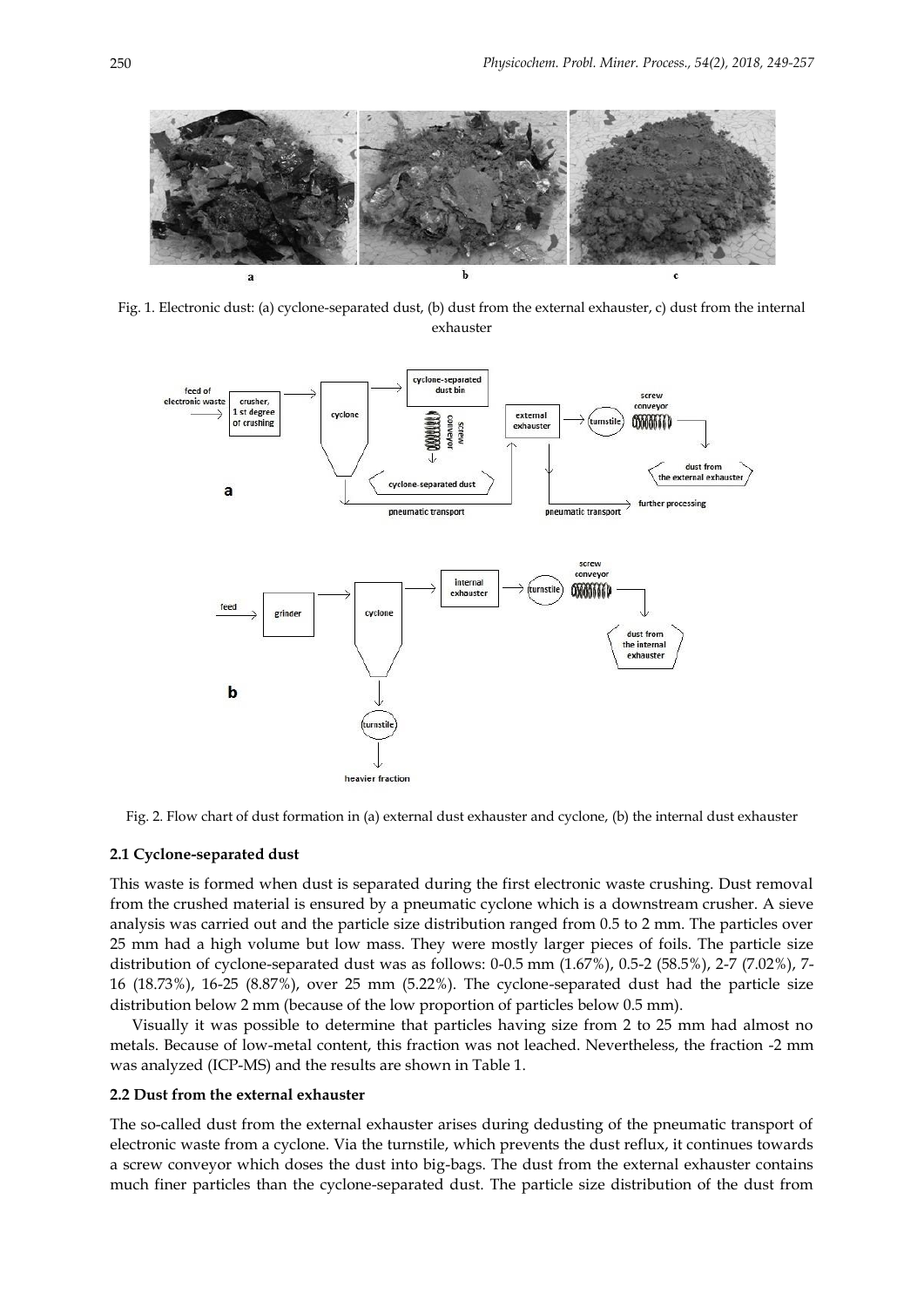Fig. 1. Electronic dust: (a) cyclone-separated dust, (b) dust from the external exhauster, c) dust from the internal exhauster

Fig. 2. Flow chart of dust formation in (a) external dust exhauster and cyclone, (b) the internal dust exhauster

### 2.1 Cyclone-separated dust

This waste is formed when dust is separated during the first electronic waste crushing. Dust removal from the crushed material is ensured by a pneumatic cyclone which is a downstream crusher. A sieve analysis was carried out and the particle size distribution ranged from 0.5 to 2 mm. The particles over 25 mm had a high volume but low mass. They were mostly larger pieces of foils. The particle size distribution of cyclone-separated dust was as follows: 0-0.5 mm (1.67%), 0.5-2 (58.5%), 2-7 (7.02%), 7-16 (18.73%), 16-25 (8.87%), over 25 mm (5.22%). The cyclone-separated dust had the particle size distribution below 2 mm (because of the low proportion of particles below 0.5 mm).

Visually it was possible to determine that particles having size from 2 to 25 mm had almost no metals. Because of low-metal content, this fraction was not leached. Nevertheless, the fraction -2 mm was analyzed (ICP-MS) and the results are shown in Table 1.

### 2.2 Dust from the external exhauster

The so-called dust from the external exhauster arises during dedusting of the pneumatic transport of electronic waste from a cyclone. Via the turnstile, which prevents the dust reflux, it continues towards a screw conveyor which doses the dust into big-bags. The dust from the external exhauster contains much finer particles than the cyclone-separated dust. The particle size distribution of the dust from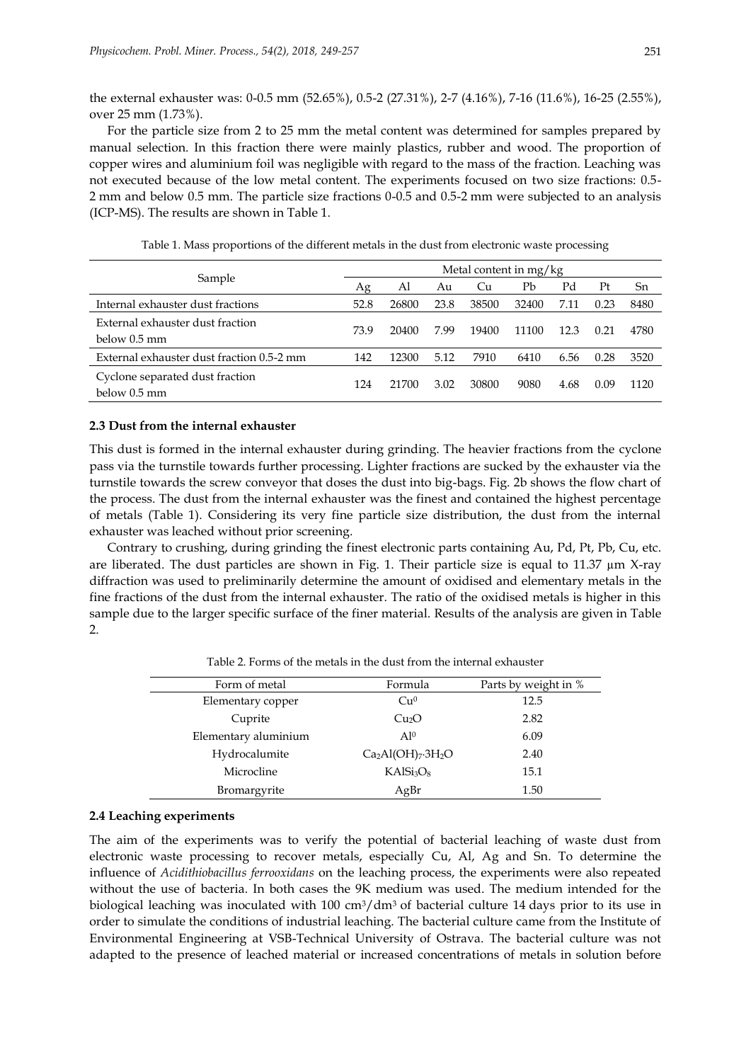the external exhauster was: 0-0.5 mm (52.65%), 0.5-2 (27.31%), 2-7 (4.16%), 7-16 (11.6%), 16-25 (2.55%), over 25 mm (1.73%).

For the particle size from 2 to 25 mm the metal content was determined for samples prepared by manual selection. In this fraction there were mainly plastics, rubber and wood. The proportion of copper wires and aluminium foil was negligible with regard to the mass of the fraction. Leaching was not executed because of the low metal content. The experiments focused on two size fractions: 0.5-2 mm and below 0.5 mm. The particle size fractions 0-0.5 and 0.5-2 mm were subjected to an analysis (ICP-MS). The results are shown in Table 1.

Table 1. Mass proportions of the different metals in the dust from electronic waste processing

| Sample | Metal content in mg/kg | | | | | | | |
|---|---|---|---|---|---|---|---|---|
| | Ag | Al | Au | Cu | Pb | Pd | Pt | Sn |
| Internal exhauster dust fractions | 52.8 | 26800 | 23.8 | 38500 | 32400 | 7.11 | 0.23 | 8480 |
| External exhauster dust fraction below 0.5 mm | 73.9 | 20400 | 7.99 | 19400 | 11100 | 12.3 | 0.21 | 4780 |
| External exhauster dust fraction 0.5-2 mm | 142 | 12300 | 5.12 | 7910 | 6410 | 6.56 | 0.28 | 3520 |
| Cyclone separated dust fraction below 0.5 mm | 124 | 21700 | 3.02 | 30800 | 9080 | 4.68 | 0.09 | 1120 |

### 2.3 Dust from the internal exhauster

This dust is formed in the internal exhauster during grinding. The heavier fractions from the cyclone pass via the turnstile towards further processing. Lighter fractions are sucked by the exhauster via the turnstile towards the screw conveyor that doses the dust into big-bags. Fig. 2b shows the flow chart of the process. The dust from the internal exhauster was the finest and contained the highest percentage of metals (Table 1). Considering its very fine particle size distribution, the dust from the internal exhauster was leached without prior screening.

Contrary to crushing, during grinding the finest electronic parts containing Au, Pd, Pt, Pb, Cu, etc. are liberated. The dust particles are shown in Fig. 1. Their particle size is equal to 11.37 µm X-ray diffraction was used to preliminarily determine the amount of oxidised and elementary metals in the fine fractions of the dust from the internal exhauster. The ratio of the oxidised metals is higher in this sample due to the larger specific surface of the finer material. Results of the analysis are given in Table 2.

Table 2. Forms of the metals in the dust from the internal exhauster

| Form of metal | Formula | Parts by weight in % |
|---|---|---|
| Elementary copper | $Cu^0$ | 12.5 |
| Cuprite | $Cu_2O$ | 2.82 |
| Elementary aluminium | $Al^0$ | 6.09 |
| Hydrocalumite | $Ca_2Al(OH)_7{\cdot}3H_2O$ | 2.40 |
| Microcline | $KAlSi_3O_8$ | 15.1 |
| Bromargyrite | AgBr | 1.50 |

### 2.4 Leaching experiments

The aim of the experiments was to verify the potential of bacterial leaching of waste dust from electronic waste processing to recover metals, especially Cu, Al, Ag and Sn. To determine the influence of *Acidithiobacillus ferrooxidans* on the leaching process, the experiments were also repeated without the use of bacteria. In both cases the 9K medium was used. The medium intended for the biological leaching was inoculated with 100 $cm^3/dm^3$ of bacterial culture 14 days prior to its use in order to simulate the conditions of industrial leaching. The bacterial culture came from the Institute of Environmental Engineering at VSB-Technical University of Ostrava. The bacterial culture was not adapted to the presence of leached material or increased concentrations of metals in solution before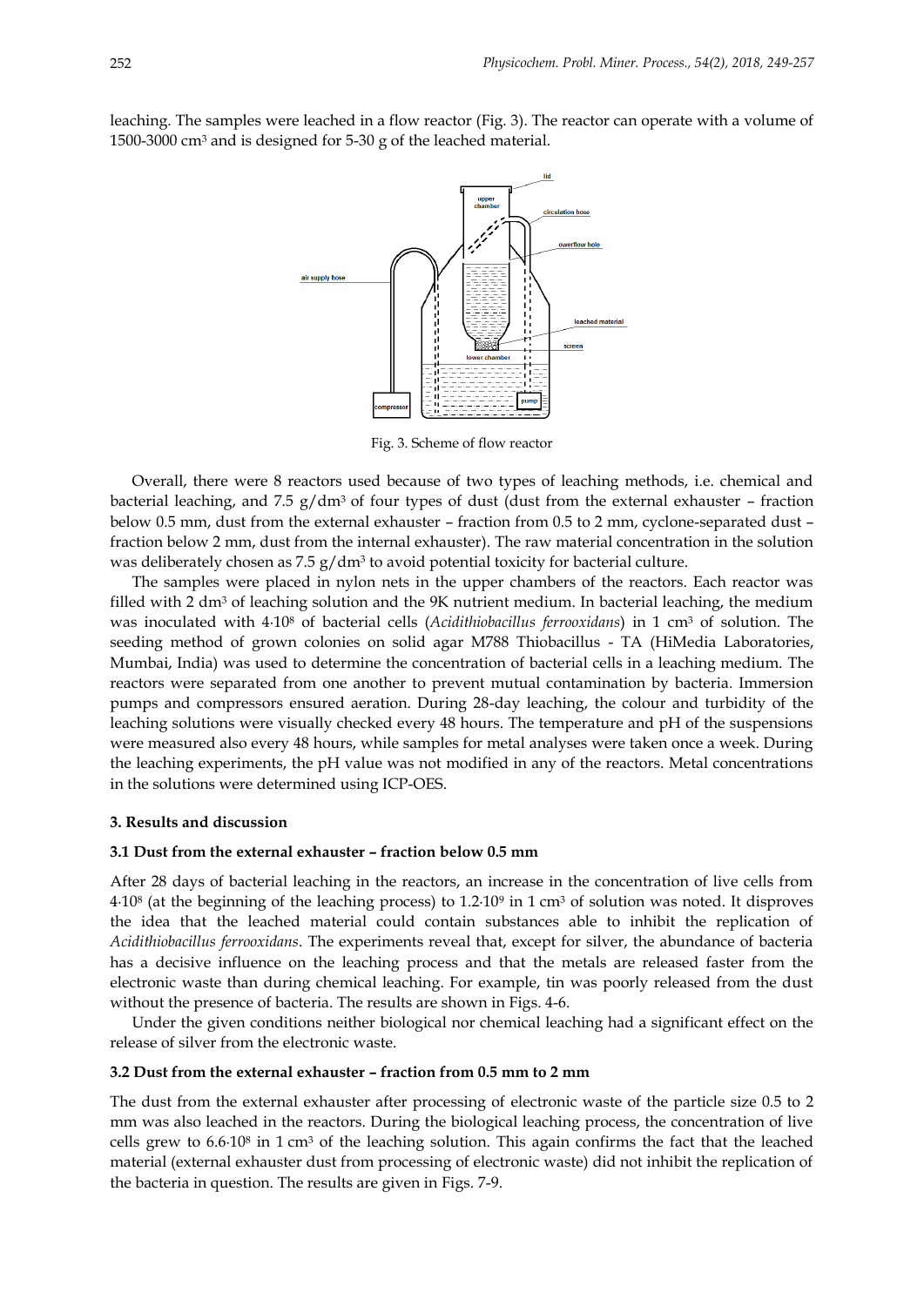leaching. The samples were leached in a flow reactor (Fig. 3). The reactor can operate with a volume of 1500-3000 cm$^3$ and is designed for 5-30 g of the leached material.

Fig. 3. Scheme of flow reactor

Overall, there were 8 reactors used because of two types of leaching methods, i.e. chemical and bacterial leaching, and 7.5 g/dm$^3$ of four types of dust (dust from the external exhauster – fraction below 0.5 mm, dust from the external exhauster – fraction from 0.5 to 2 mm, cyclone-separated dust – fraction below 2 mm, dust from the internal exhauster). The raw material concentration in the solution was deliberately chosen as 7.5 g/dm$^3$ to avoid potential toxicity for bacterial culture.

The samples were placed in nylon nets in the upper chambers of the reactors. Each reactor was filled with 2 dm$^3$ of leaching solution and the 9K nutrient medium. In bacterial leaching, the medium was inoculated with $4 \cdot 10^8$ of bacterial cells (*Acidithiobacillus ferrooxidans*) in 1 cm$^3$ of solution. The seeding method of grown colonies on solid agar M788 Thiobacillus - TA (HiMedia Laboratories, Mumbai, India) was used to determine the concentration of bacterial cells in a leaching medium. The reactors were separated from one another to prevent mutual contamination by bacteria. Immersion pumps and compressors ensured aeration. During 28-day leaching, the colour and turbidity of the leaching solutions were visually checked every 48 hours. The temperature and pH of the suspensions were measured also every 48 hours, while samples for metal analyses were taken once a week. During the leaching experiments, the pH value was not modified in any of the reactors. Metal concentrations in the solutions were determined using ICP-OES.

## 3. Results and discussion

### 3.1 Dust from the external exhauster – fraction below 0.5 mm

After 28 days of bacterial leaching in the reactors, an increase in the concentration of live cells from $4 \cdot 10^8$ (at the beginning of the leaching process) to $1.2 \cdot 10^9$ in 1 cm$^3$ of solution was noted. It disproves the idea that the leached material could contain substances able to inhibit the replication of *Acidithiobacillus ferrooxidans*. The experiments reveal that, except for silver, the abundance of bacteria has a decisive influence on the leaching process and that the metals are released faster from the electronic waste than during chemical leaching. For example, tin was poorly released from the dust without the presence of bacteria. The results are shown in Figs. 4-6.

Under the given conditions neither biological nor chemical leaching had a significant effect on the release of silver from the electronic waste.

### 3.2 Dust from the external exhauster – fraction from 0.5 mm to 2 mm

The dust from the external exhauster after processing of electronic waste of the particle size 0.5 to 2 mm was also leached in the reactors. During the biological leaching process, the concentration of live cells grew to $6.6 \cdot 10^8$ in 1 cm$^3$ of the leaching solution. This again confirms the fact that the leached material (external exhauster dust from processing of electronic waste) did not inhibit the replication of the bacteria in question. The results are given in Figs. 7-9.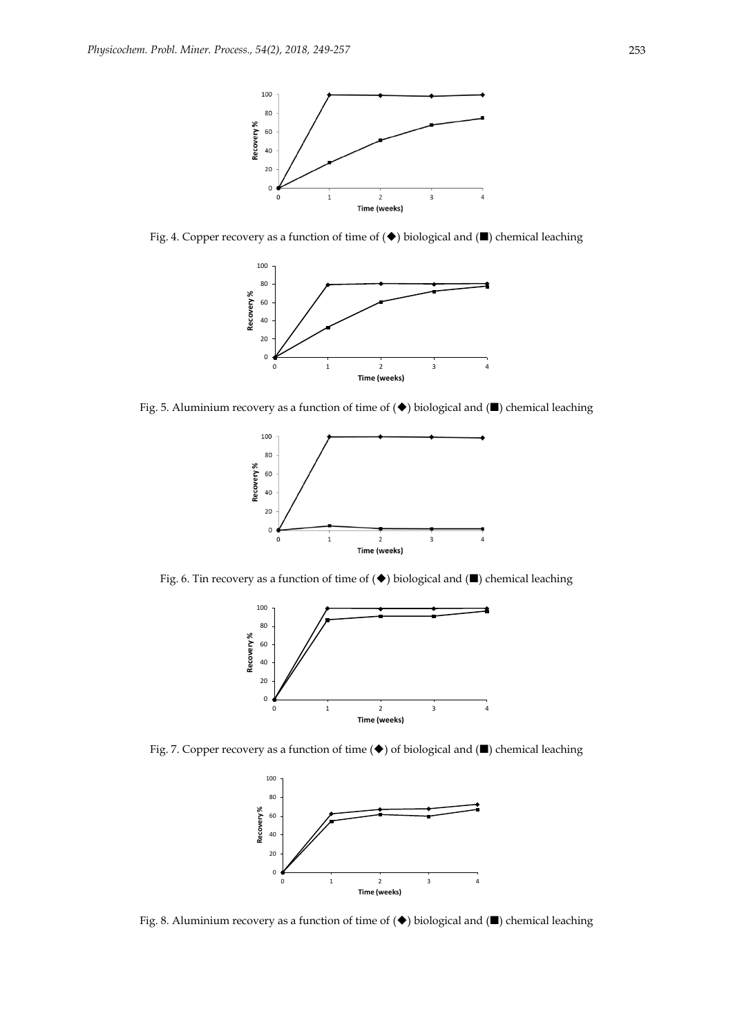Fig. 4. Copper recovery as a function of time of (◆) biological and (■) chemical leaching

Fig. 5. Aluminium recovery as a function of time of (◆) biological and (■) chemical leaching

Fig. 6. Tin recovery as a function of time of (◆) biological and (■) chemical leaching

Fig. 7. Copper recovery as a function of time (◆) of biological and (■) chemical leaching

Fig. 8. Aluminium recovery as a function of time of (◆) biological and (■) chemical leaching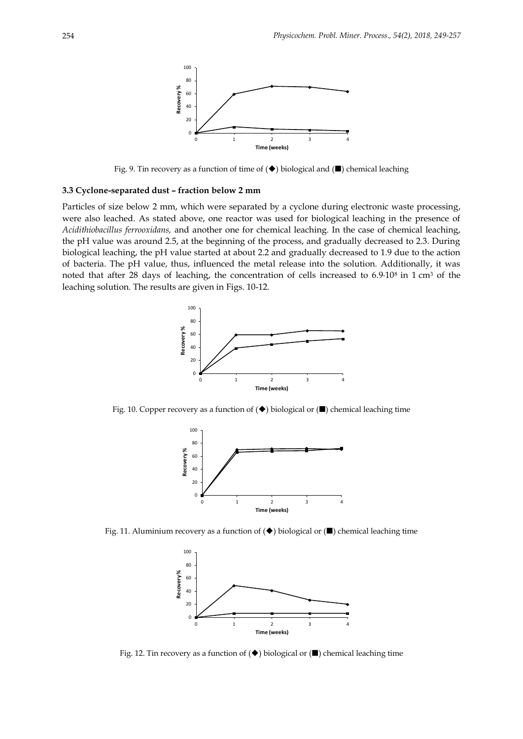Fig. 9. Tin recovery as a function of time of (◆) biological and (■) chemical leaching

### 3.3 Cyclone-separated dust – fraction below 2 mm

Particles of size below 2 mm, which were separated by a cyclone during electronic waste processing, were also leached. As stated above, one reactor was used for biological leaching in the presence of *Acidithiobacillus ferrooxidans,* and another one for chemical leaching. In the case of chemical leaching, the pH value was around 2.5, at the beginning of the process, and gradually decreased to 2.3. During biological leaching, the pH value started at about 2.2 and gradually decreased to 1.9 due to the action of bacteria. The pH value, thus, influenced the metal release into the solution. Additionally, it was noted that after 28 days of leaching, the concentration of cells increased to $6.9 \cdot 10^8$ in 1 $cm^3$ of the leaching solution. The results are given in Figs. 10-12.

Fig. 10. Copper recovery as a function of (◆) biological or (■) chemical leaching time

Fig. 11. Aluminium recovery as a function of (◆) biological or (■) chemical leaching time

Fig. 12. Tin recovery as a function of (◆) biological or (■) chemical leaching time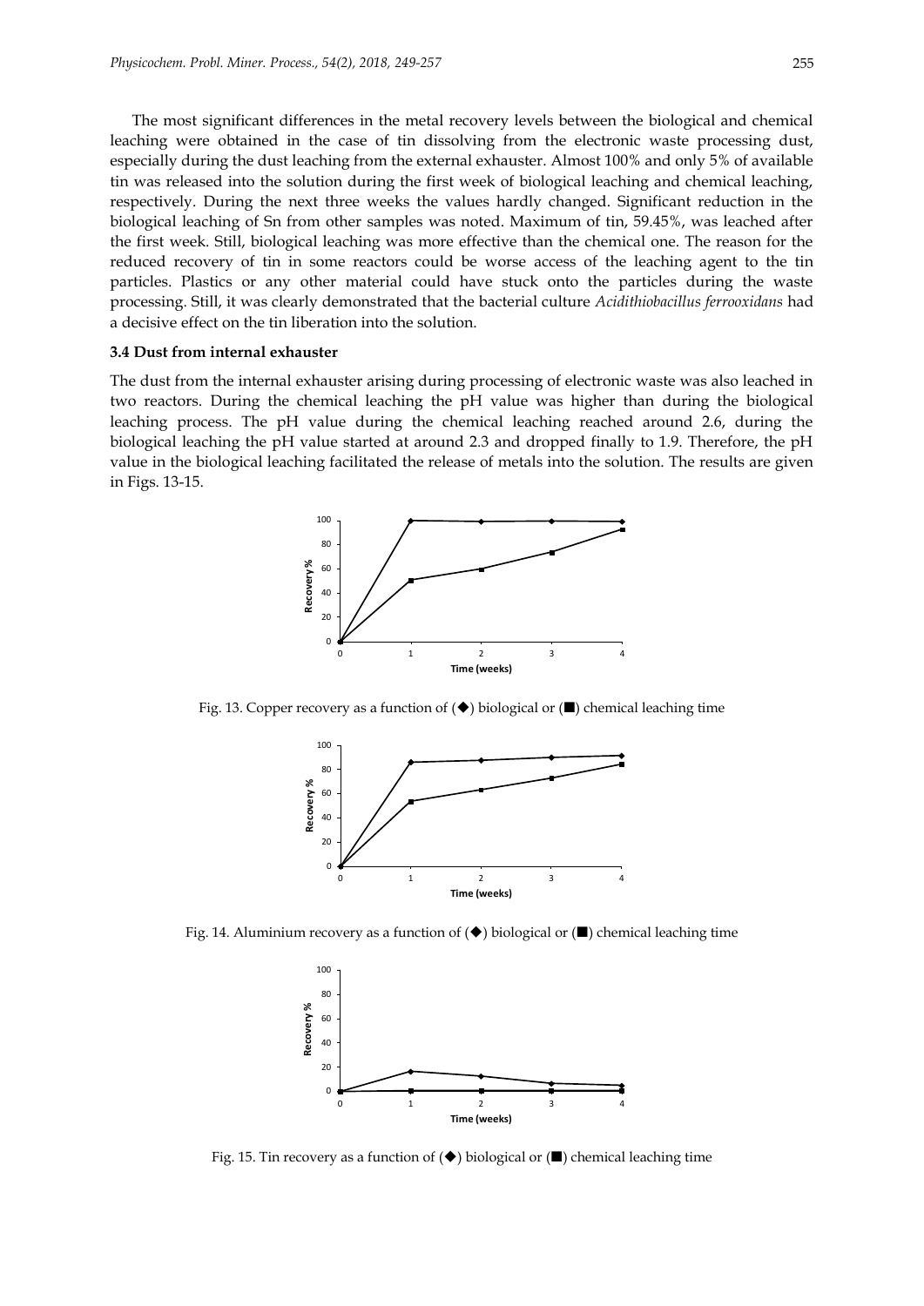The most significant differences in the metal recovery levels between the biological and chemical leaching were obtained in the case of tin dissolving from the electronic waste processing dust, especially during the dust leaching from the external exhauster. Almost 100% and only 5% of available tin was released into the solution during the first week of biological leaching and chemical leaching, respectively. During the next three weeks the values hardly changed. Significant reduction in the biological leaching of Sn from other samples was noted. Maximum of tin, 59.45%, was leached after the first week. Still, biological leaching was more effective than the chemical one. The reason for the reduced recovery of tin in some reactors could be worse access of the leaching agent to the tin particles. Plastics or any other material could have stuck onto the particles during the waste processing. Still, it was clearly demonstrated that the bacterial culture *Acidithiobacillus ferrooxidans* had a decisive effect on the tin liberation into the solution.

### 3.4 Dust from internal exhauster

The dust from the internal exhauster arising during processing of electronic waste was also leached in two reactors. During the chemical leaching the pH value was higher than during the biological leaching process. The pH value during the chemical leaching reached around 2.6, during the biological leaching the pH value started at around 2.3 and dropped finally to 1.9. Therefore, the pH value in the biological leaching facilitated the release of metals into the solution. The results are given in Figs. 13-15.

Fig. 13. Copper recovery as a function of (◆) biological or (■) chemical leaching time

Fig. 14. Aluminium recovery as a function of (◆) biological or (■) chemical leaching time

Fig. 15. Tin recovery as a function of (◆) biological or (■) chemical leaching time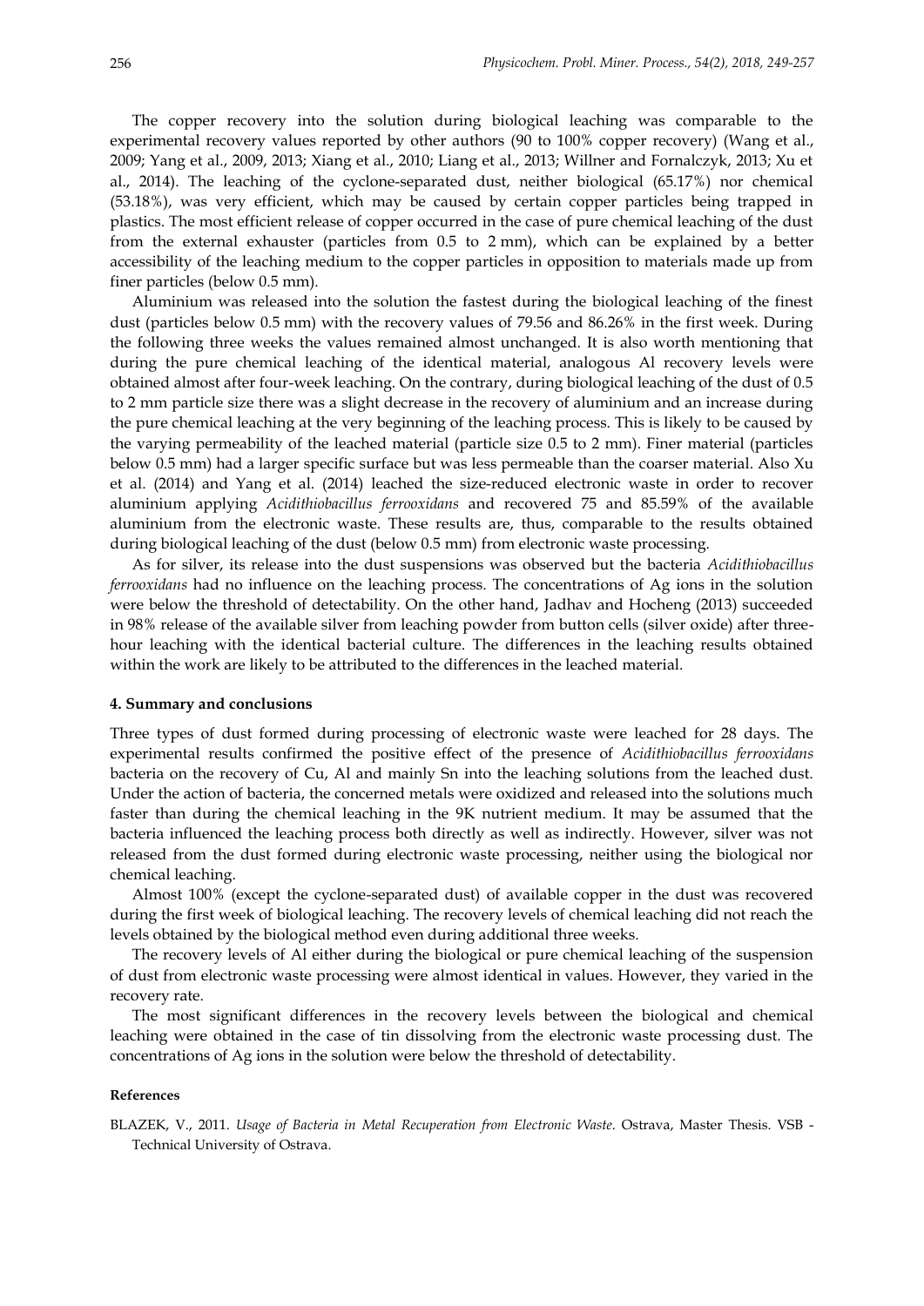The copper recovery into the solution during biological leaching was comparable to the experimental recovery values reported by other authors (90 to 100% copper recovery) (Wang et al., 2009; Yang et al., 2009, 2013; Xiang et al., 2010; Liang et al., 2013; Willner and Fornalczyk, 2013; Xu et al., 2014). The leaching of the cyclone-separated dust, neither biological (65.17%) nor chemical (53.18%), was very efficient, which may be caused by certain copper particles being trapped in plastics. The most efficient release of copper occurred in the case of pure chemical leaching of the dust from the external exhauster (particles from 0.5 to 2 mm), which can be explained by a better accessibility of the leaching medium to the copper particles in opposition to materials made up from finer particles (below 0.5 mm).

Aluminium was released into the solution the fastest during the biological leaching of the finest dust (particles below 0.5 mm) with the recovery values of 79.56 and 86.26% in the first week. During the following three weeks the values remained almost unchanged. It is also worth mentioning that during the pure chemical leaching of the identical material, analogous Al recovery levels were obtained almost after four-week leaching. On the contrary, during biological leaching of the dust of 0.5 to 2 mm particle size there was a slight decrease in the recovery of aluminium and an increase during the pure chemical leaching at the very beginning of the leaching process. This is likely to be caused by the varying permeability of the leached material (particle size 0.5 to 2 mm). Finer material (particles below 0.5 mm) had a larger specific surface but was less permeable than the coarser material. Also Xu et al. (2014) and Yang et al. (2014) leached the size-reduced electronic waste in order to recover aluminium applying *Acidithiobacillus ferrooxidans* and recovered 75 and 85.59% of the available aluminium from the electronic waste. These results are, thus, comparable to the results obtained during biological leaching of the dust (below 0.5 mm) from electronic waste processing.

As for silver, its release into the dust suspensions was observed but the bacteria *Acidithiobacillus ferrooxidans* had no influence on the leaching process. The concentrations of Ag ions in the solution were below the threshold of detectability. On the other hand, Jadhav and Hocheng (2013) succeeded in 98% release of the available silver from leaching powder from button cells (silver oxide) after three-hour leaching with the identical bacterial culture. The differences in the leaching results obtained within the work are likely to be attributed to the differences in the leached material.

## 4. Summary and conclusions

Three types of dust formed during processing of electronic waste were leached for 28 days. The experimental results confirmed the positive effect of the presence of *Acidithiobacillus ferrooxidans* bacteria on the recovery of Cu, Al and mainly Sn into the leaching solutions from the leached dust. Under the action of bacteria, the concerned metals were oxidized and released into the solutions much faster than during the chemical leaching in the 9K nutrient medium. It may be assumed that the bacteria influenced the leaching process both directly as well as indirectly. However, silver was not released from the dust formed during electronic waste processing, neither using the biological nor chemical leaching.

Almost 100% (except the cyclone-separated dust) of available copper in the dust was recovered during the first week of biological leaching. The recovery levels of chemical leaching did not reach the levels obtained by the biological method even during additional three weeks.

The recovery levels of Al either during the biological or pure chemical leaching of the suspension of dust from electronic waste processing were almost identical in values. However, they varied in the recovery rate.

The most significant differences in the recovery levels between the biological and chemical leaching were obtained in the case of tin dissolving from the electronic waste processing dust. The concentrations of Ag ions in the solution were below the threshold of detectability.

#### References

BLAZEK, V., 2011. *Usage of Bacteria in Metal Recuperation from Electronic Waste*. Ostrava, Master Thesis. VSB - Technical University of Ostrava.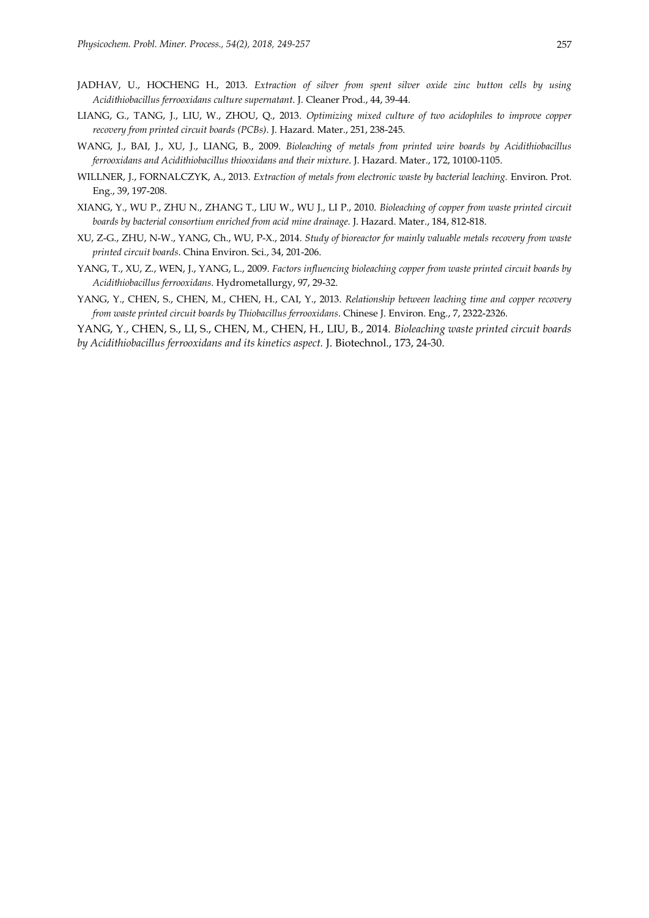JADHAV, U., HOCHENG H., 2013. *Extraction of silver from spent silver oxide zinc button cells by using Acidithiobacillus ferrooxidans culture supernatant*. J. Cleaner Prod., 44, 39-44.

LIANG, G., TANG, J., LIU, W., ZHOU, Q., 2013. *Optimizing mixed culture of two acidophiles to improve copper recovery from printed circuit boards (PCBs)*. J. Hazard. Mater., 251, 238-245.

WANG, J., BAI, J., XU, J., LIANG, B., 2009. *Bioleaching of metals from printed wire boards by Acidithiobacillus ferrooxidans and Acidithiobacillus thiooxidans and their mixture*. J. Hazard. Mater., 172, 10100-1105.

WILLNER, J., FORNALCZYK, A., 2013. *Extraction of metals from electronic waste by bacterial leaching.* Environ. Prot. Eng., 39, 197-208.

XIANG, Y., WU P., ZHU N., ZHANG T., LIU W., WU J., LI P., 2010. *Bioleaching of copper from waste printed circuit boards by bacterial consortium enriched from acid mine drainage.* J. Hazard. Mater., 184, 812-818.

XU, Z-G., ZHU, N-W., YANG, Ch., WU, P-X., 2014. *Study of bioreactor for mainly valuable metals recovery from waste printed circuit boards*. China Environ. Sci., 34, 201-206.

YANG, T., XU, Z., WEN, J., YANG, L., 2009. *Factors influencing bioleaching copper from waste printed circuit boards by Acidithiobacillus ferrooxidans*. Hydrometallurgy, 97, 29-32.

YANG, Y., CHEN, S., CHEN, M., CHEN, H., CAI, Y., 2013. *Relationship between leaching time and copper recovery from waste printed circuit boards by Thiobacillus ferrooxidans*. Chinese J. Environ. Eng., 7, 2322-2326.

YANG, Y., CHEN, S., LI, S., CHEN, M., CHEN, H., LIU, B., 2014. *Bioleaching waste printed circuit boards by Acidithiobacillus ferrooxidans and its kinetics aspect.* J. Biotechnol., 173, 24-30.